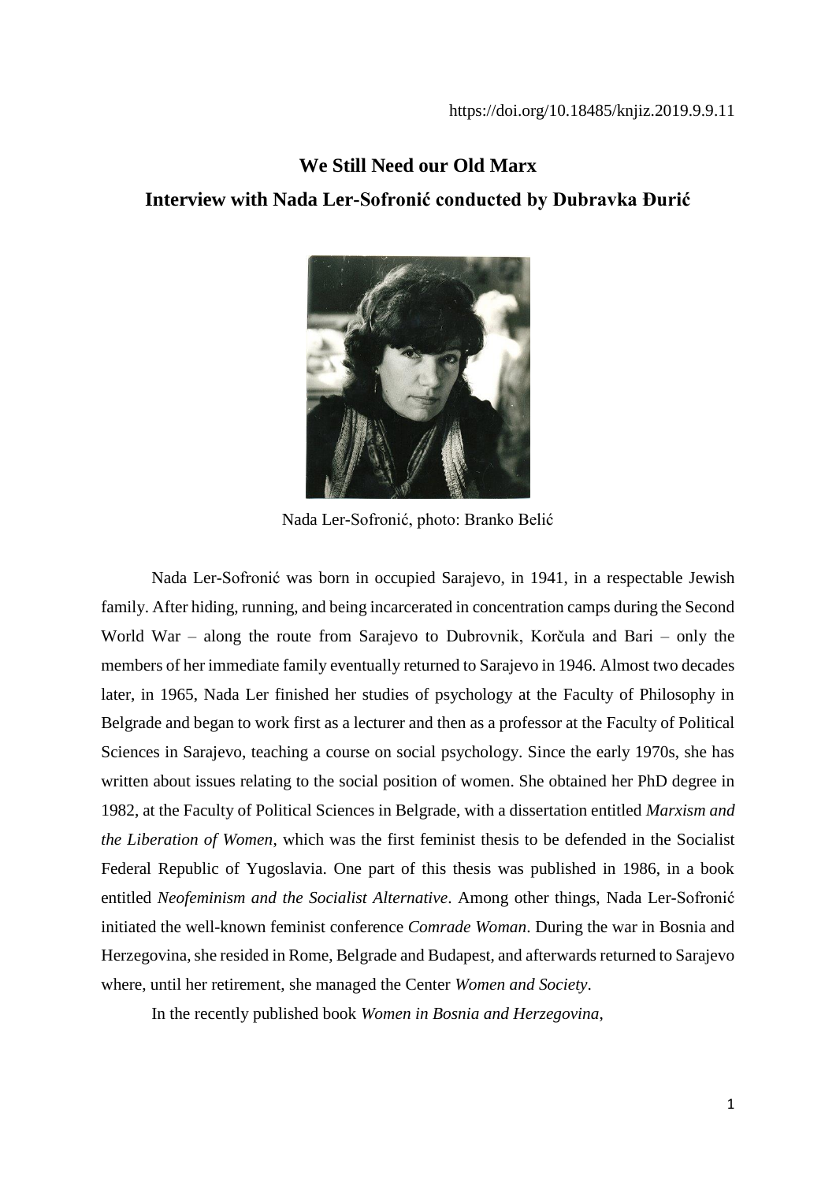https://doi.org/10.18485/knjiz.2019.9.9.11

# We Still Need our Old Marx

## Interview with Nada Ler-Sofronić conducted by Dubravka Đurić

Nada Ler-Sofronić, photo: Branko Belić

Nada Ler-Sofronić was born in occupied Sarajevo, in 1941, in a respectable Jewish family. After hiding, running, and being incarcerated in concentration camps during the Second World War – along the route from Sarajevo to Dubrovnik, Korčula and Bari – only the members of her immediate family eventually returned to Sarajevo in 1946. Almost two decades later, in 1965, Nada Ler finished her studies of psychology at the Faculty of Philosophy in Belgrade and began to work first as a lecturer and then as a professor at the Faculty of Political Sciences in Sarajevo, teaching a course on social psychology. Since the early 1970s, she has written about issues relating to the social position of women. She obtained her PhD degree in 1982, at the Faculty of Political Sciences in Belgrade, with a dissertation entitled *Marxism and the Liberation of Women*, which was the first feminist thesis to be defended in the Socialist Federal Republic of Yugoslavia. One part of this thesis was published in 1986, in a book entitled *Neofeminism and the Socialist Alternative*. Among other things, Nada Ler-Sofronić initiated the well-known feminist conference *Comrade Woman*. During the war in Bosnia and Herzegovina, she resided in Rome, Belgrade and Budapest, and afterwards returned to Sarajevo where, until her retirement, she managed the Center *Women and Society*.

In the recently published book *Women in Bosnia and Herzegovina*,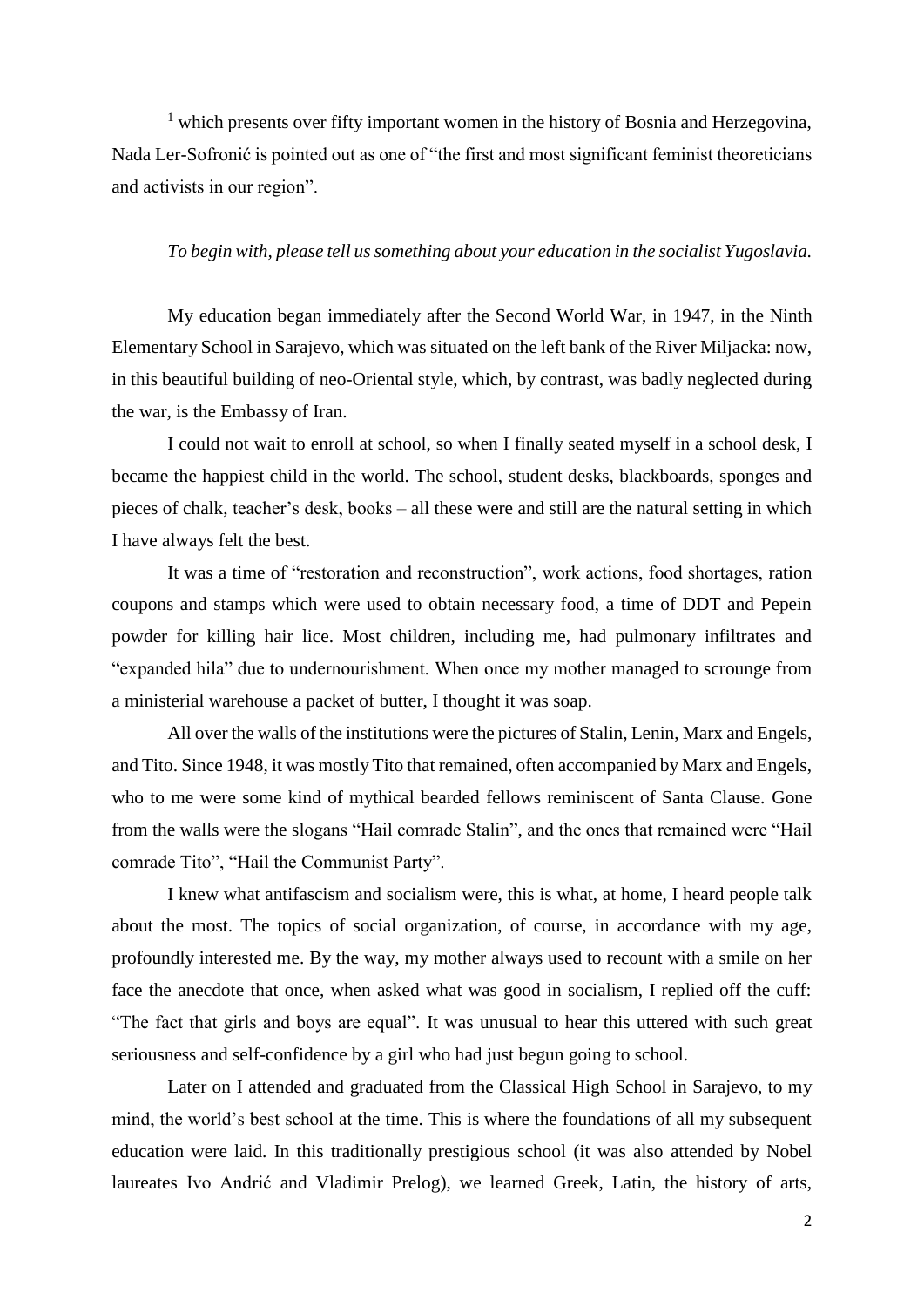[1] which presents over fifty important women in the history of Bosnia and Herzegovina, Nada Ler-Sofronić is pointed out as one of "the first and most significant feminist theoreticians and activists in our region".

*To begin with, please tell us something about your education in the socialist Yugoslavia.*

My education began immediately after the Second World War, in 1947, in the Ninth Elementary School in Sarajevo, which was situated on the left bank of the River Miljacka: now, in this beautiful building of neo-Oriental style, which, by contrast, was badly neglected during the war, is the Embassy of Iran.

I could not wait to enroll at school, so when I finally seated myself in a school desk, I became the happiest child in the world. The school, student desks, blackboards, sponges and pieces of chalk, teacher's desk, books – all these were and still are the natural setting in which I have always felt the best.

It was a time of "restoration and reconstruction", work actions, food shortages, ration coupons and stamps which were used to obtain necessary food, a time of DDT and Pepein powder for killing hair lice. Most children, including me, had pulmonary infiltrates and "expanded hila" due to undernourishment. When once my mother managed to scrounge from a ministerial warehouse a packet of butter, I thought it was soap.

All over the walls of the institutions were the pictures of Stalin, Lenin, Marx and Engels, and Tito. Since 1948, it was mostly Tito that remained, often accompanied by Marx and Engels, who to me were some kind of mythical bearded fellows reminiscent of Santa Clause. Gone from the walls were the slogans "Hail comrade Stalin", and the ones that remained were "Hail comrade Tito", "Hail the Communist Party".

I knew what antifascism and socialism were, this is what, at home, I heard people talk about the most. The topics of social organization, of course, in accordance with my age, profoundly interested me. By the way, my mother always used to recount with a smile on her face the anecdote that once, when asked what was good in socialism, I replied off the cuff: "The fact that girls and boys are equal". It was unusual to hear this uttered with such great seriousness and self-confidence by a girl who had just begun going to school.

Later on I attended and graduated from the Classical High School in Sarajevo, to my mind, the world's best school at the time. This is where the foundations of all my subsequent education were laid. In this traditionally prestigious school (it was also attended by Nobel laureates Ivo Andrić and Vladimir Prelog), we learned Greek, Latin, the history of arts,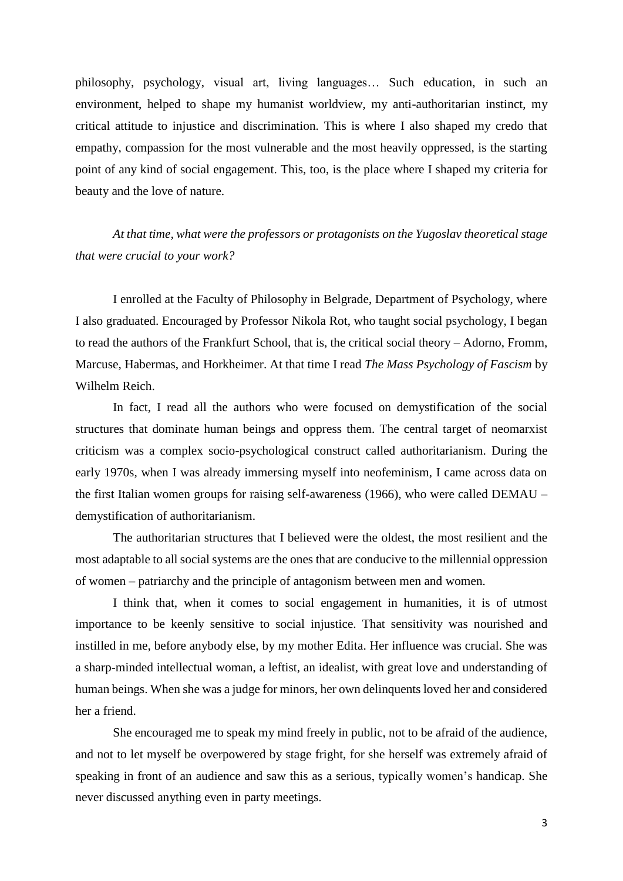philosophy, psychology, visual art, living languages… Such education, in such an environment, helped to shape my humanist worldview, my anti-authoritarian instinct, my critical attitude to injustice and discrimination. This is where I also shaped my credo that empathy, compassion for the most vulnerable and the most heavily oppressed, is the starting point of any kind of social engagement. This, too, is the place where I shaped my criteria for beauty and the love of nature.

*At that time, what were the professors or protagonists on the Yugoslav theoretical stage that were crucial to your work?*

I enrolled at the Faculty of Philosophy in Belgrade, Department of Psychology, where I also graduated. Encouraged by Professor Nikola Rot, who taught social psychology, I began to read the authors of the Frankfurt School, that is, the critical social theory – Adorno, Fromm, Marcuse, Habermas, and Horkheimer. At that time I read *The Mass Psychology of Fascism* by Wilhelm Reich.

In fact, I read all the authors who were focused on demystification of the social structures that dominate human beings and oppress them. The central target of neomarxist criticism was a complex socio-psychological construct called authoritarianism. During the early 1970s, when I was already immersing myself into neofeminism, I came across data on the first Italian women groups for raising self-awareness (1966), who were called DEMAU – demystification of authoritarianism.

The authoritarian structures that I believed were the oldest, the most resilient and the most adaptable to all social systems are the ones that are conducive to the millennial oppression of women – patriarchy and the principle of antagonism between men and women.

I think that, when it comes to social engagement in humanities, it is of utmost importance to be keenly sensitive to social injustice. That sensitivity was nourished and instilled in me, before anybody else, by my mother Edita. Her influence was crucial. She was a sharp-minded intellectual woman, a leftist, an idealist, with great love and understanding of human beings. When she was a judge for minors, her own delinquents loved her and considered her a friend.

She encouraged me to speak my mind freely in public, not to be afraid of the audience, and not to let myself be overpowered by stage fright, for she herself was extremely afraid of speaking in front of an audience and saw this as a serious, typically women's handicap. She never discussed anything even in party meetings.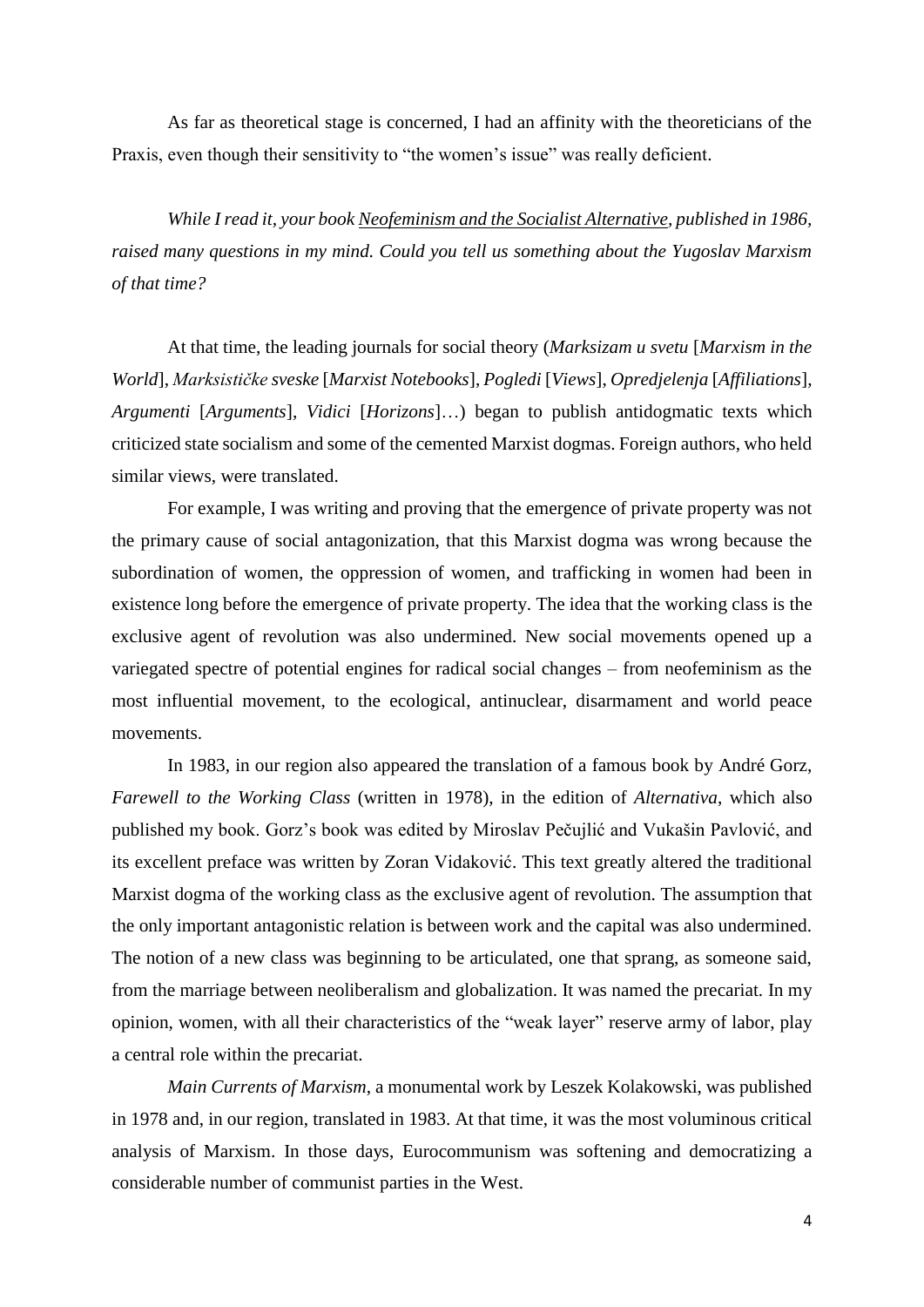As far as theoretical stage is concerned, I had an affinity with the theoreticians of the Praxis, even though their sensitivity to "the women's issue" was really deficient.

*While I read it, your book Neofeminism and the Socialist Alternative, published in 1986, raised many questions in my mind. Could you tell us something about the Yugoslav Marxism of that time?*

At that time, the leading journals for social theory (*Marksizam u svetu* [*Marxism in the World*], *Marksističke sveske* [*Marxist Notebooks*], *Pogledi* [*Views*], *Opredjelenja* [*Affiliations*], *Argumenti* [*Arguments*], *Vidici* [*Horizons*]…) began to publish antidogmatic texts which criticized state socialism and some of the cemented Marxist dogmas. Foreign authors, who held similar views, were translated.

For example, I was writing and proving that the emergence of private property was not the primary cause of social antagonization, that this Marxist dogma was wrong because the subordination of women, the oppression of women, and trafficking in women had been in existence long before the emergence of private property. The idea that the working class is the exclusive agent of revolution was also undermined. New social movements opened up a variegated spectre of potential engines for radical social changes – from neofeminism as the most influential movement, to the ecological, antinuclear, disarmament and world peace movements.

In 1983, in our region also appeared the translation of a famous book by André Gorz, *Farewell to the Working Class* (written in 1978), in the edition of *Alternativa*, which also published my book. Gorz's book was edited by Miroslav Pečujlić and Vukašin Pavlović, and its excellent preface was written by Zoran Vidaković. This text greatly altered the traditional Marxist dogma of the working class as the exclusive agent of revolution. The assumption that the only important antagonistic relation is between work and the capital was also undermined. The notion of a new class was beginning to be articulated, one that sprang, as someone said, from the marriage between neoliberalism and globalization. It was named the precariat. In my opinion, women, with all their characteristics of the "weak layer" reserve army of labor, play a central role within the precariat.

*Main Currents of Marxism*, a monumental work by Leszek Kolakowski, was published in 1978 and, in our region, translated in 1983. At that time, it was the most voluminous critical analysis of Marxism. In those days, Eurocommunism was softening and democratizing a considerable number of communist parties in the West.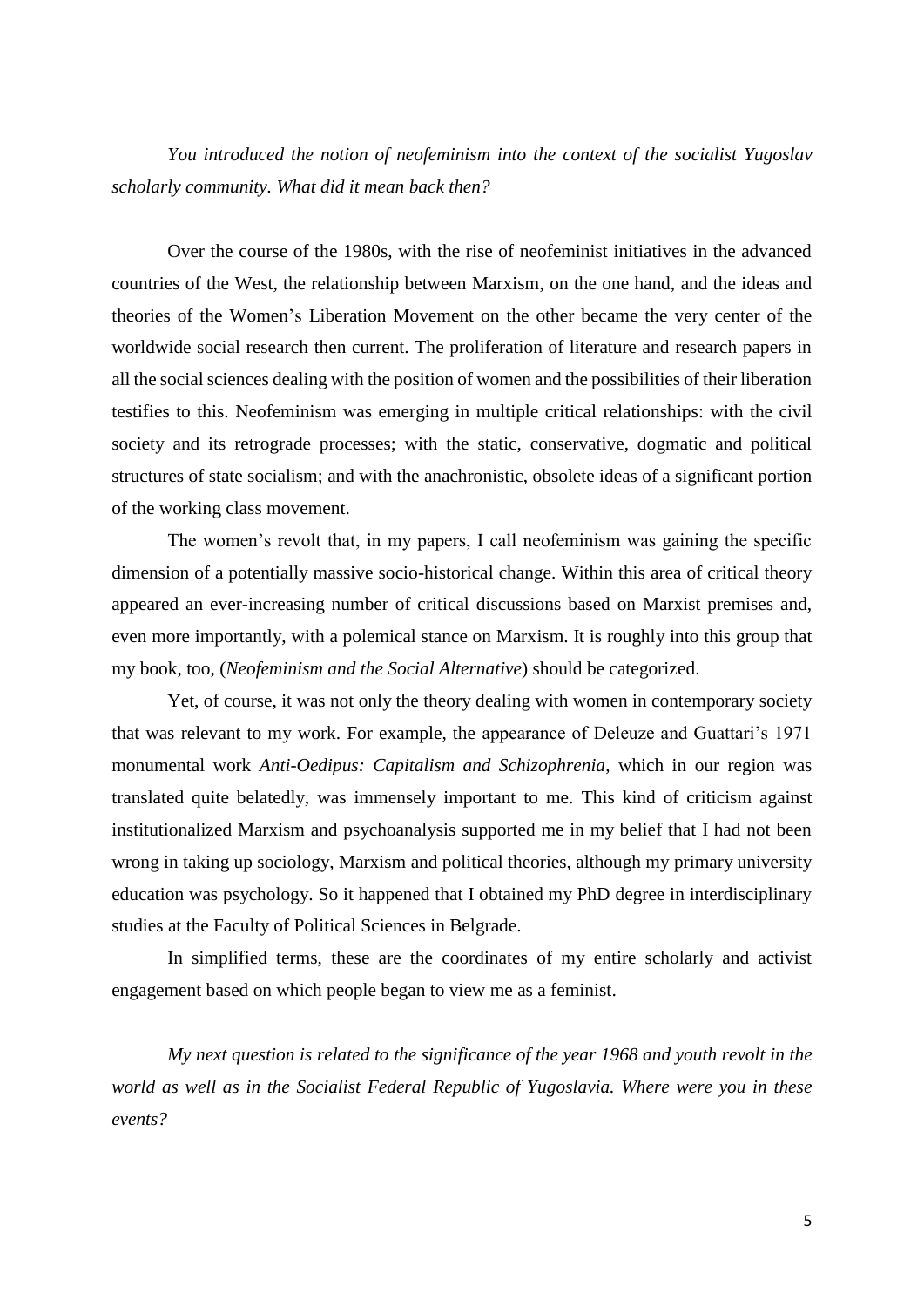*You introduced the notion of neofeminism into the context of the socialist Yugoslav scholarly community. What did it mean back then?*

Over the course of the 1980s, with the rise of neofeminist initiatives in the advanced countries of the West, the relationship between Marxism, on the one hand, and the ideas and theories of the Women's Liberation Movement on the other became the very center of the worldwide social research then current. The proliferation of literature and research papers in all the social sciences dealing with the position of women and the possibilities of their liberation testifies to this. Neofeminism was emerging in multiple critical relationships: with the civil society and its retrograde processes; with the static, conservative, dogmatic and political structures of state socialism; and with the anachronistic, obsolete ideas of a significant portion of the working class movement.

The women's revolt that, in my papers, I call neofeminism was gaining the specific dimension of a potentially massive socio-historical change. Within this area of critical theory appeared an ever-increasing number of critical discussions based on Marxist premises and, even more importantly, with a polemical stance on Marxism. It is roughly into this group that my book, too, (*Neofeminism and the Social Alternative*) should be categorized.

Yet, of course, it was not only the theory dealing with women in contemporary society that was relevant to my work. For example, the appearance of Deleuze and Guattari's 1971 monumental work *Anti-Oedipus: Capitalism and Schizophrenia*, which in our region was translated quite belatedly, was immensely important to me. This kind of criticism against institutionalized Marxism and psychoanalysis supported me in my belief that I had not been wrong in taking up sociology, Marxism and political theories, although my primary university education was psychology. So it happened that I obtained my PhD degree in interdisciplinary studies at the Faculty of Political Sciences in Belgrade.

In simplified terms, these are the coordinates of my entire scholarly and activist engagement based on which people began to view me as a feminist.

*My next question is related to the significance of the year 1968 and youth revolt in the world as well as in the Socialist Federal Republic of Yugoslavia. Where were you in these events?*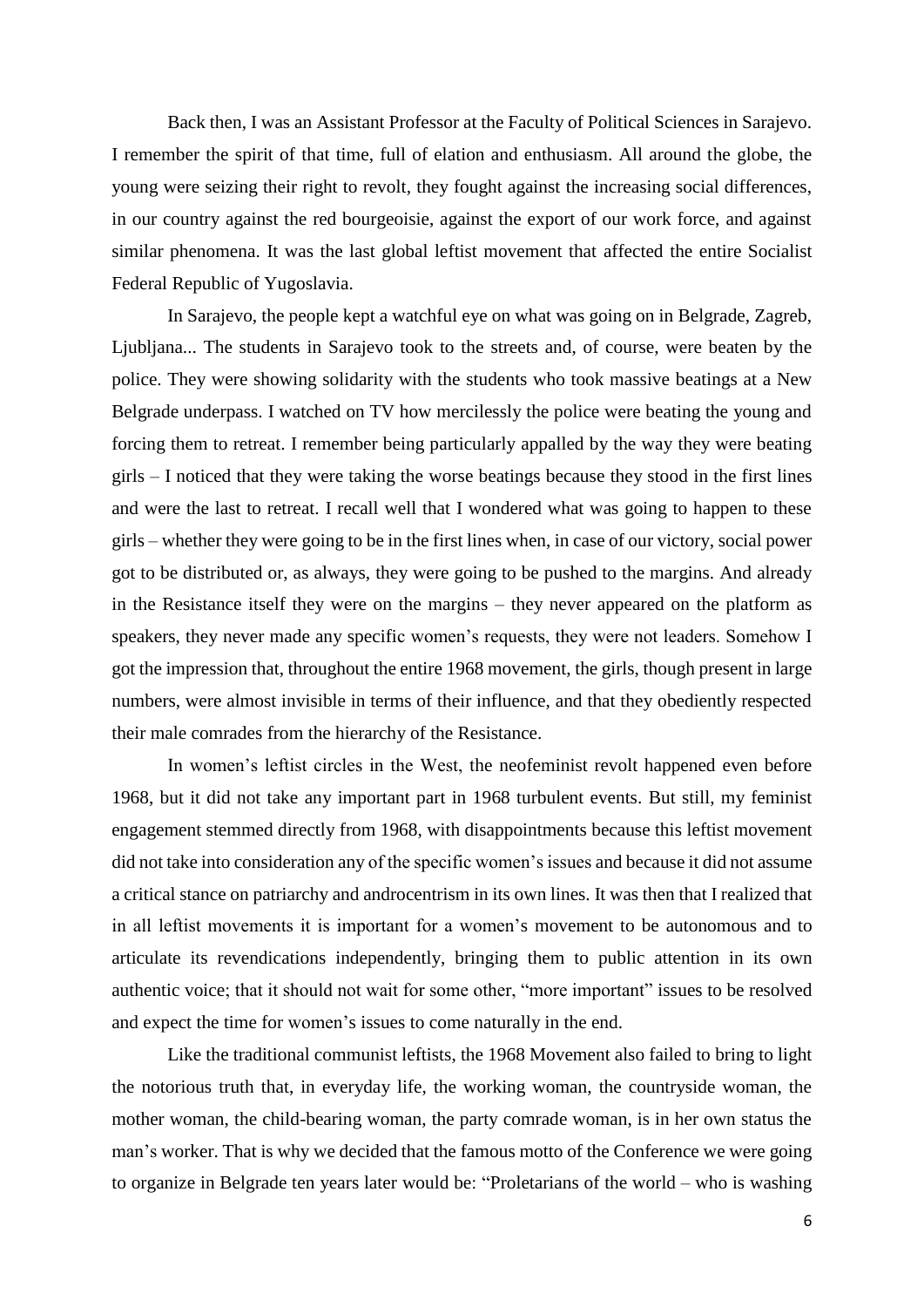Back then, I was an Assistant Professor at the Faculty of Political Sciences in Sarajevo. I remember the spirit of that time, full of elation and enthusiasm. All around the globe, the young were seizing their right to revolt, they fought against the increasing social differences, in our country against the red bourgeoisie, against the export of our work force, and against similar phenomena. It was the last global leftist movement that affected the entire Socialist Federal Republic of Yugoslavia.

In Sarajevo, the people kept a watchful eye on what was going on in Belgrade, Zagreb, Ljubljana... The students in Sarajevo took to the streets and, of course, were beaten by the police. They were showing solidarity with the students who took massive beatings at a New Belgrade underpass. I watched on TV how mercilessly the police were beating the young and forcing them to retreat. I remember being particularly appalled by the way they were beating girls – I noticed that they were taking the worse beatings because they stood in the first lines and were the last to retreat. I recall well that I wondered what was going to happen to these girls – whether they were going to be in the first lines when, in case of our victory, social power got to be distributed or, as always, they were going to be pushed to the margins. And already in the Resistance itself they were on the margins – they never appeared on the platform as speakers, they never made any specific women's requests, they were not leaders. Somehow I got the impression that, throughout the entire 1968 movement, the girls, though present in large numbers, were almost invisible in terms of their influence, and that they obediently respected their male comrades from the hierarchy of the Resistance.

In women's leftist circles in the West, the neofeminist revolt happened even before 1968, but it did not take any important part in 1968 turbulent events. But still, my feminist engagement stemmed directly from 1968, with disappointments because this leftist movement did not take into consideration any of the specific women's issues and because it did not assume a critical stance on patriarchy and androcentrism in its own lines. It was then that I realized that in all leftist movements it is important for a women's movement to be autonomous and to articulate its revendications independently, bringing them to public attention in its own authentic voice; that it should not wait for some other, "more important" issues to be resolved and expect the time for women's issues to come naturally in the end.

Like the traditional communist leftists, the 1968 Movement also failed to bring to light the notorious truth that, in everyday life, the working woman, the countryside woman, the mother woman, the child-bearing woman, the party comrade woman, is in her own status the man's worker. That is why we decided that the famous motto of the Conference we were going to organize in Belgrade ten years later would be: "Proletarians of the world – who is washing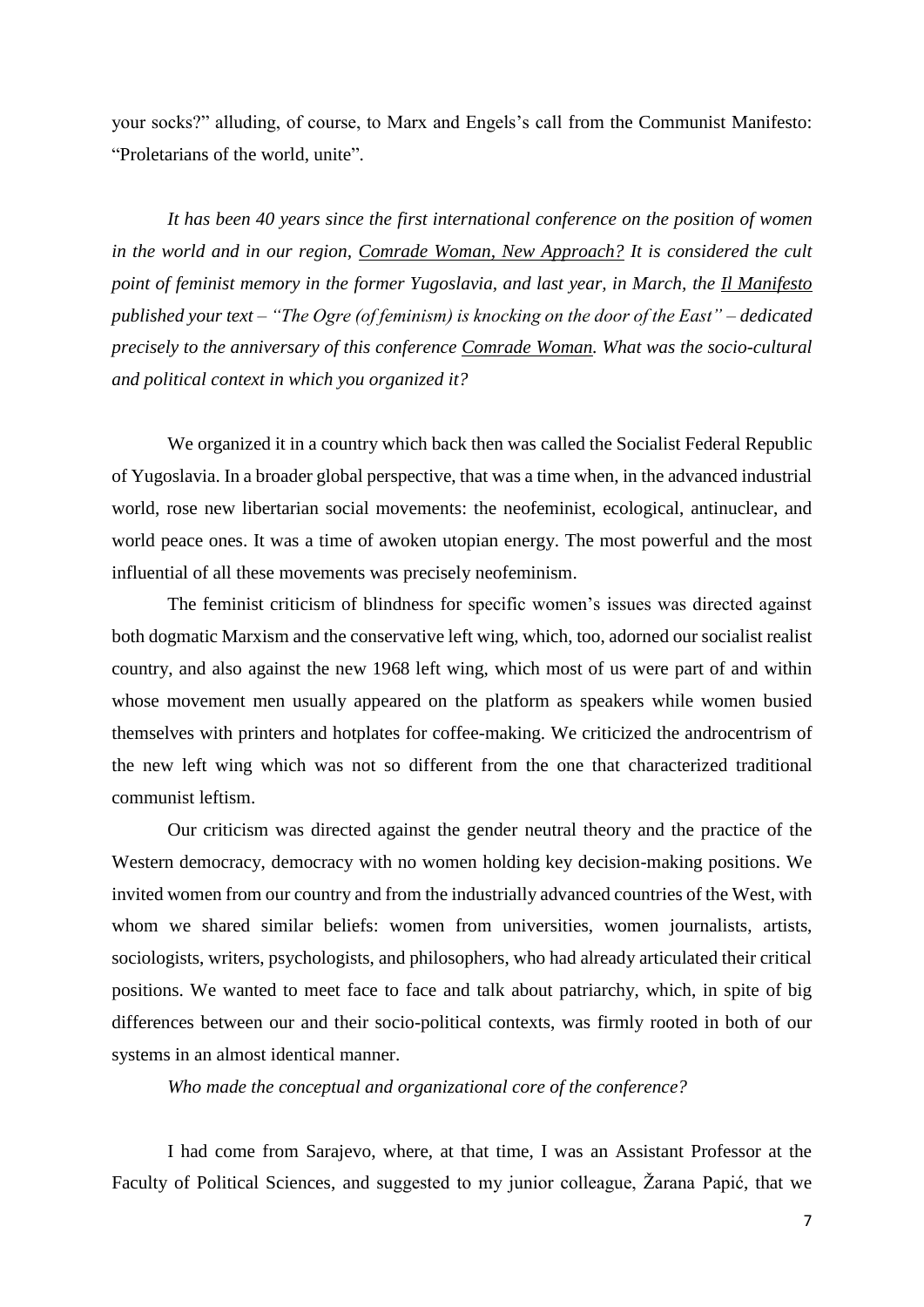your socks?" alluding, of course, to Marx and Engels's call from the Communist Manifesto: "Proletarians of the world, unite".

*It has been 40 years since the first international conference on the position of women in the world and in our region, Comrade Woman, New Approach? It is considered the cult point of feminist memory in the former Yugoslavia, and last year, in March, the Il Manifesto published your text – "The Ogre (of feminism) is knocking on the door of the East" – dedicated precisely to the anniversary of this conference Comrade Woman. What was the socio-cultural and political context in which you organized it?*

We organized it in a country which back then was called the Socialist Federal Republic of Yugoslavia. In a broader global perspective, that was a time when, in the advanced industrial world, rose new libertarian social movements: the neofeminist, ecological, antinuclear, and world peace ones. It was a time of awoken utopian energy. The most powerful and the most influential of all these movements was precisely neofeminism.

The feminist criticism of blindness for specific women's issues was directed against both dogmatic Marxism and the conservative left wing, which, too, adorned our socialist realist country, and also against the new 1968 left wing, which most of us were part of and within whose movement men usually appeared on the platform as speakers while women busied themselves with printers and hotplates for coffee-making. We criticized the androcentrism of the new left wing which was not so different from the one that characterized traditional communist leftism.

Our criticism was directed against the gender neutral theory and the practice of the Western democracy, democracy with no women holding key decision-making positions. We invited women from our country and from the industrially advanced countries of the West, with whom we shared similar beliefs: women from universities, women journalists, artists, sociologists, writers, psychologists, and philosophers, who had already articulated their critical positions. We wanted to meet face to face and talk about patriarchy, which, in spite of big differences between our and their socio-political contexts, was firmly rooted in both of our systems in an almost identical manner.

*Who made the conceptual and organizational core of the conference?*

I had come from Sarajevo, where, at that time, I was an Assistant Professor at the Faculty of Political Sciences, and suggested to my junior colleague, Žarana Papić, that we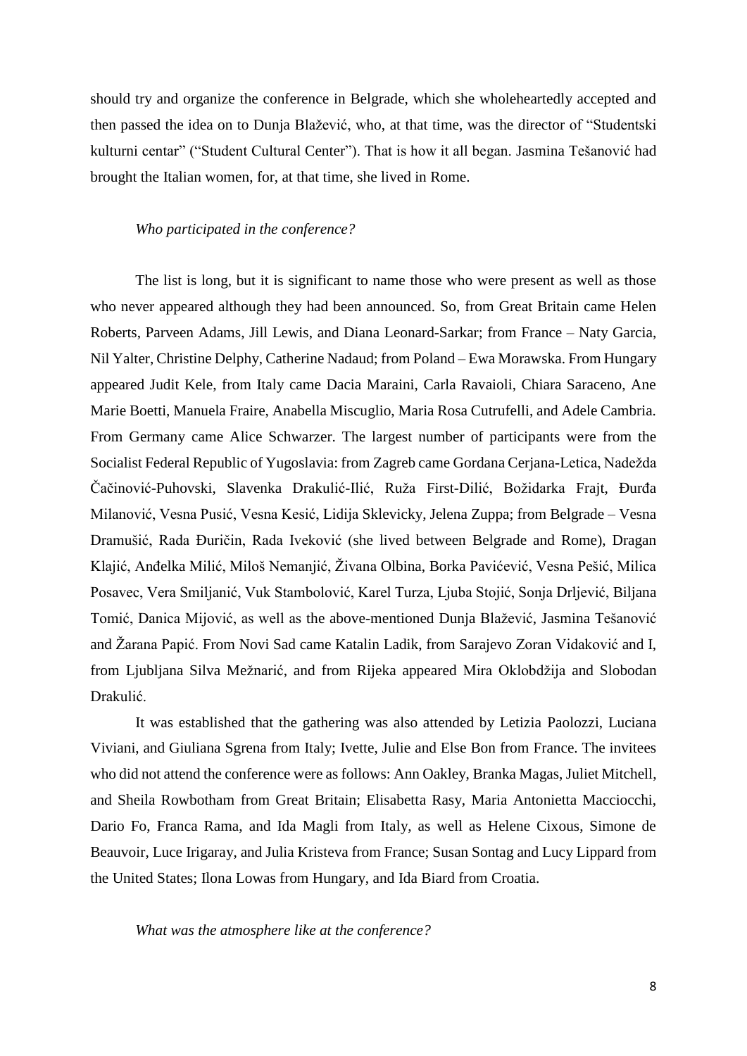should try and organize the conference in Belgrade, which she wholeheartedly accepted and then passed the idea on to Dunja Blažević, who, at that time, was the director of "Studentski kulturni centar" ("Student Cultural Center"). That is how it all began. Jasmina Tešanović had brought the Italian women, for, at that time, she lived in Rome.

*Who participated in the conference?*

The list is long, but it is significant to name those who were present as well as those who never appeared although they had been announced. So, from Great Britain came Helen Roberts, Parveen Adams, Jill Lewis, and Diana Leonard-Sarkar; from France – Naty Garcia, Nil Yalter, Christine Delphy, Catherine Nadaud; from Poland – Ewa Morawska. From Hungary appeared Judit Kele, from Italy came Dacia Maraini, Carla Ravaioli, Chiara Saraceno, Ane Marie Boetti, Manuela Fraire, Anabella Miscuglio, Maria Rosa Cutrufelli, and Adele Cambria. From Germany came Alice Schwarzer. The largest number of participants were from the Socialist Federal Republic of Yugoslavia: from Zagreb came Gordana Cerjana-Letica, Nadežda Čačinović-Puhovski, Slavenka Drakulić-Ilić, Ruža First-Dilić, Božidarka Frajt, Đurđa Milanović, Vesna Pusić, Vesna Kesić, Lidija Sklevicky, Jelena Zuppa; from Belgrade – Vesna Dramušić, Rada Đuričin, Rada Iveković (she lived between Belgrade and Rome), Dragan Klajić, Anđelka Milić, Miloš Nemanjić, Živana Olbina, Borka Pavićević, Vesna Pešić, Milica Posavec, Vera Smiljanić, Vuk Stambolović, Karel Turza, Ljuba Stojić, Sonja Drljević, Biljana Tomić, Danica Mijović, as well as the above-mentioned Dunja Blažević, Jasmina Tešanović and Žarana Papić. From Novi Sad came Katalin Ladik, from Sarajevo Zoran Vidaković and I, from Ljubljana Silva Mežnarić, and from Rijeka appeared Mira Oklobdžija and Slobodan Drakulić.

It was established that the gathering was also attended by Letizia Paolozzi, Luciana Viviani, and Giuliana Sgrena from Italy; Ivette, Julie and Else Bon from France. The invitees who did not attend the conference were as follows: Ann Oakley, Branka Magas, Juliet Mitchell, and Sheila Rowbotham from Great Britain; Elisabetta Rasy, Maria Antonietta Macciocchi, Dario Fo, Franca Rama, and Ida Magli from Italy, as well as Helene Cixous, Simone de Beauvoir, Luce Irigaray, and Julia Kristeva from France; Susan Sontag and Lucy Lippard from the United States; Ilona Lowas from Hungary, and Ida Biard from Croatia.

*What was the atmosphere like at the conference?*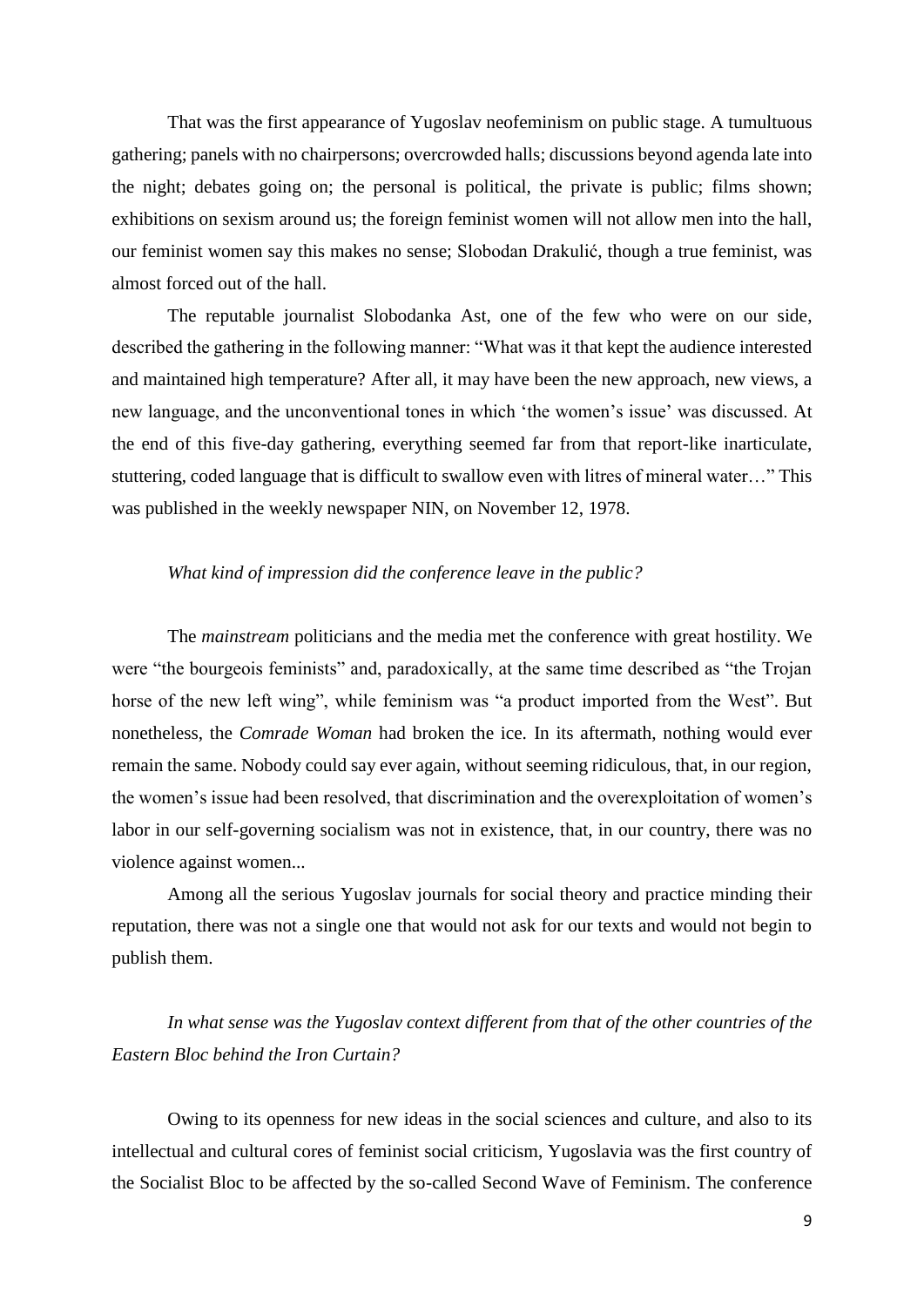That was the first appearance of Yugoslav neofeminism on public stage. A tumultuous gathering; panels with no chairpersons; overcrowded halls; discussions beyond agenda late into the night; debates going on; the personal is political, the private is public; films shown; exhibitions on sexism around us; the foreign feminist women will not allow men into the hall, our feminist women say this makes no sense; Slobodan Drakulić, though a true feminist, was almost forced out of the hall.

The reputable journalist Slobodanka Ast, one of the few who were on our side, described the gathering in the following manner: "What was it that kept the audience interested and maintained high temperature? After all, it may have been the new approach, new views, a new language, and the unconventional tones in which 'the women's issue' was discussed. At the end of this five-day gathering, everything seemed far from that report-like inarticulate, stuttering, coded language that is difficult to swallow even with litres of mineral water…" This was published in the weekly newspaper NIN, on November 12, 1978.

*What kind of impression did the conference leave in the public?*

The *mainstream* politicians and the media met the conference with great hostility. We were "the bourgeois feminists" and, paradoxically, at the same time described as "the Trojan horse of the new left wing", while feminism was "a product imported from the West". But nonetheless, the *Comrade Woman* had broken the ice. In its aftermath, nothing would ever remain the same. Nobody could say ever again, without seeming ridiculous, that, in our region, the women's issue had been resolved, that discrimination and the overexploitation of women's labor in our self-governing socialism was not in existence, that, in our country, there was no violence against women...

Among all the serious Yugoslav journals for social theory and practice minding their reputation, there was not a single one that would not ask for our texts and would not begin to publish them.

*In what sense was the Yugoslav context different from that of the other countries of the Eastern Bloc behind the Iron Curtain?*

Owing to its openness for new ideas in the social sciences and culture, and also to its intellectual and cultural cores of feminist social criticism, Yugoslavia was the first country of the Socialist Bloc to be affected by the so-called Second Wave of Feminism. The conference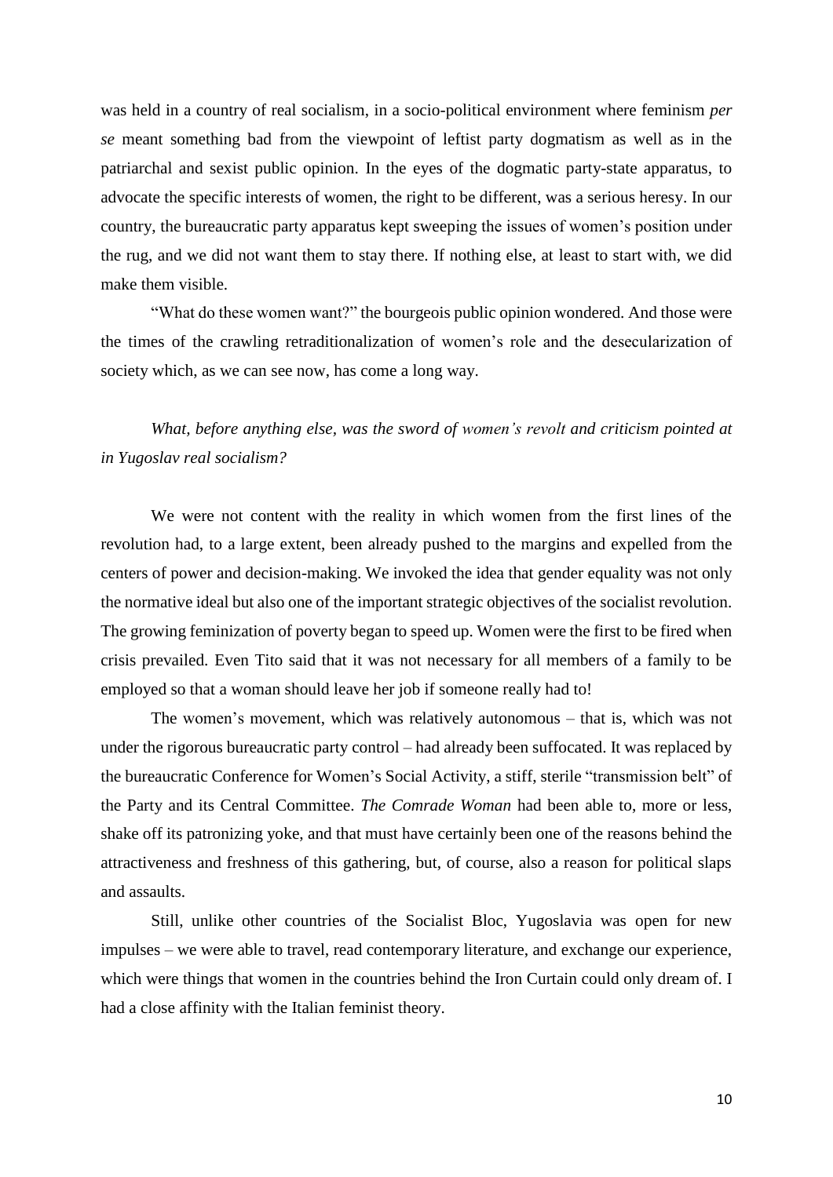was held in a country of real socialism, in a socio-political environment where feminism *per se* meant something bad from the viewpoint of leftist party dogmatism as well as in the patriarchal and sexist public opinion. In the eyes of the dogmatic party-state apparatus, to advocate the specific interests of women, the right to be different, was a serious heresy. In our country, the bureaucratic party apparatus kept sweeping the issues of women's position under the rug, and we did not want them to stay there. If nothing else, at least to start with, we did make them visible.

"What do these women want?" the bourgeois public opinion wondered. And those were the times of the crawling retraditionalization of women's role and the desecularization of society which, as we can see now, has come a long way.

*What, before anything else, was the sword of women's revolt and criticism pointed at in Yugoslav real socialism?*

We were not content with the reality in which women from the first lines of the revolution had, to a large extent, been already pushed to the margins and expelled from the centers of power and decision-making. We invoked the idea that gender equality was not only the normative ideal but also one of the important strategic objectives of the socialist revolution. The growing feminization of poverty began to speed up. Women were the first to be fired when crisis prevailed. Even Tito said that it was not necessary for all members of a family to be employed so that a woman should leave her job if someone really had to!

The women's movement, which was relatively autonomous – that is, which was not under the rigorous bureaucratic party control – had already been suffocated. It was replaced by the bureaucratic Conference for Women's Social Activity, a stiff, sterile "transmission belt" of the Party and its Central Committee. *The Comrade Woman* had been able to, more or less, shake off its patronizing yoke, and that must have certainly been one of the reasons behind the attractiveness and freshness of this gathering, but, of course, also a reason for political slaps and assaults.

Still, unlike other countries of the Socialist Bloc, Yugoslavia was open for new impulses – we were able to travel, read contemporary literature, and exchange our experience, which were things that women in the countries behind the Iron Curtain could only dream of. I had a close affinity with the Italian feminist theory.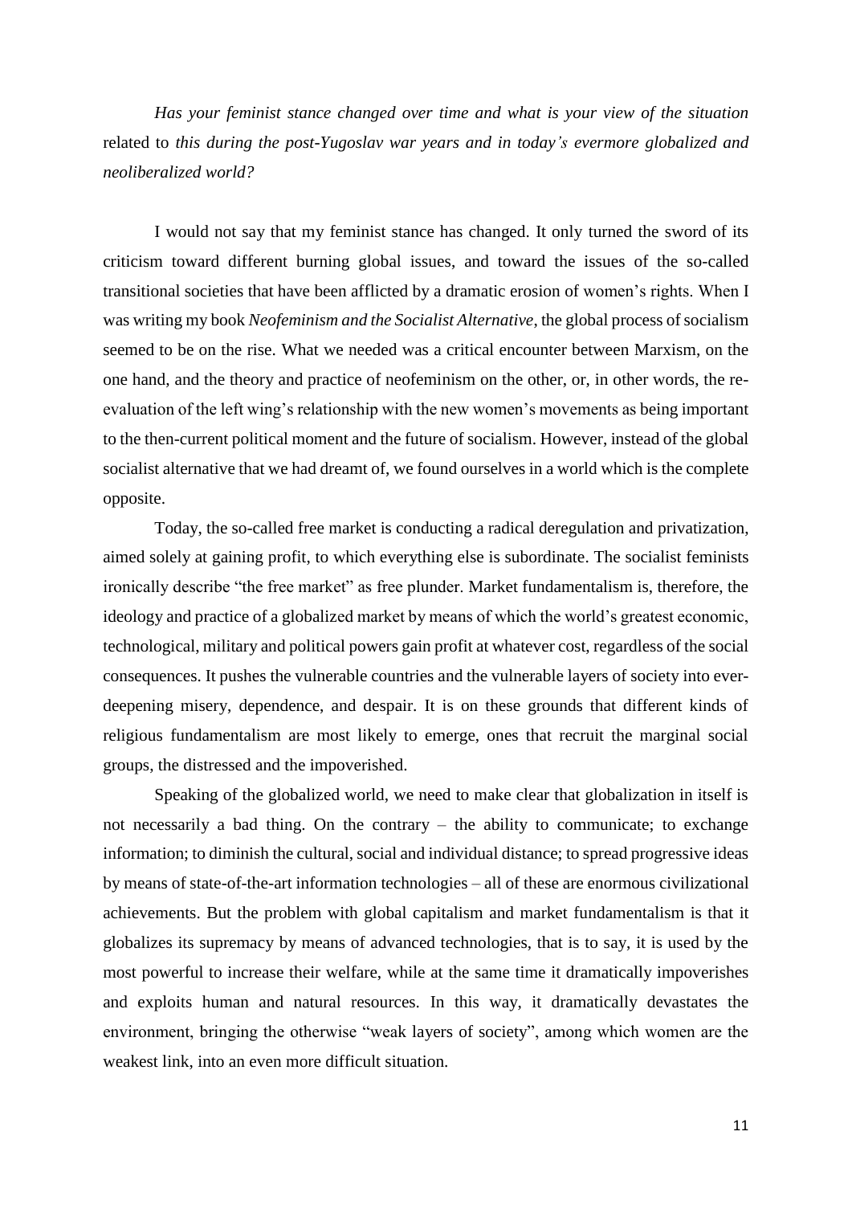*Has your feminist stance changed over time and what is your view of the situation* related to *this during the post-Yugoslav war years and in today's evermore globalized and neoliberalized world?*

I would not say that my feminist stance has changed. It only turned the sword of its criticism toward different burning global issues, and toward the issues of the so-called transitional societies that have been afflicted by a dramatic erosion of women's rights. When I was writing my book *Neofeminism and the Socialist Alternative*, the global process of socialism seemed to be on the rise. What we needed was a critical encounter between Marxism, on the one hand, and the theory and practice of neofeminism on the other, or, in other words, the re-evaluation of the left wing's relationship with the new women's movements as being important to the then-current political moment and the future of socialism. However, instead of the global socialist alternative that we had dreamt of, we found ourselves in a world which is the complete opposite.

Today, the so-called free market is conducting a radical deregulation and privatization, aimed solely at gaining profit, to which everything else is subordinate. The socialist feminists ironically describe "the free market" as free plunder. Market fundamentalism is, therefore, the ideology and practice of a globalized market by means of which the world's greatest economic, technological, military and political powers gain profit at whatever cost, regardless of the social consequences. It pushes the vulnerable countries and the vulnerable layers of society into ever-deepening misery, dependence, and despair. It is on these grounds that different kinds of religious fundamentalism are most likely to emerge, ones that recruit the marginal social groups, the distressed and the impoverished.

Speaking of the globalized world, we need to make clear that globalization in itself is not necessarily a bad thing. On the contrary – the ability to communicate; to exchange information; to diminish the cultural, social and individual distance; to spread progressive ideas by means of state-of-the-art information technologies – all of these are enormous civilizational achievements. But the problem with global capitalism and market fundamentalism is that it globalizes its supremacy by means of advanced technologies, that is to say, it is used by the most powerful to increase their welfare, while at the same time it dramatically impoverishes and exploits human and natural resources. In this way, it dramatically devastates the environment, bringing the otherwise "weak layers of society", among which women are the weakest link, into an even more difficult situation.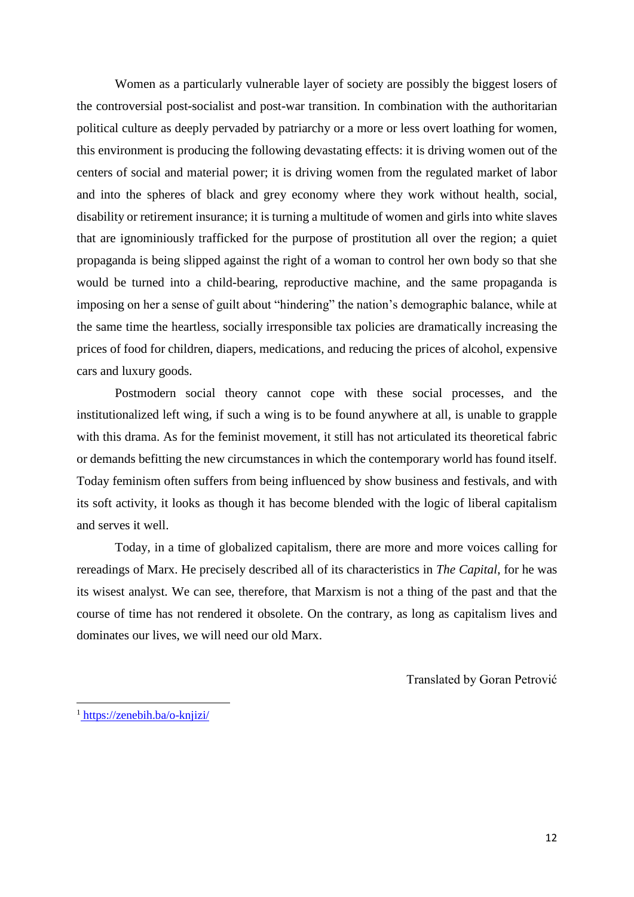Women as a particularly vulnerable layer of society are possibly the biggest losers of the controversial post-socialist and post-war transition. In combination with the authoritarian political culture as deeply pervaded by patriarchy or a more or less overt loathing for women, this environment is producing the following devastating effects: it is driving women out of the centers of social and material power; it is driving women from the regulated market of labor and into the spheres of black and grey economy where they work without health, social, disability or retirement insurance; it is turning a multitude of women and girls into white slaves that are ignominiously trafficked for the purpose of prostitution all over the region; a quiet propaganda is being slipped against the right of a woman to control her own body so that she would be turned into a child-bearing, reproductive machine, and the same propaganda is imposing on her a sense of guilt about "hindering" the nation's demographic balance, while at the same time the heartless, socially irresponsible tax policies are dramatically increasing the prices of food for children, diapers, medications, and reducing the prices of alcohol, expensive cars and luxury goods.

Postmodern social theory cannot cope with these social processes, and the institutionalized left wing, if such a wing is to be found anywhere at all, is unable to grapple with this drama. As for the feminist movement, it still has not articulated its theoretical fabric or demands befitting the new circumstances in which the contemporary world has found itself. Today feminism often suffers from being influenced by show business and festivals, and with its soft activity, it looks as though it has become blended with the logic of liberal capitalism and serves it well.

Today, in a time of globalized capitalism, there are more and more voices calling for rereadings of Marx. He precisely described all of its characteristics in *The Capital*, for he was its wisest analyst. We can see, therefore, that Marxism is not a thing of the past and that the course of time has not rendered it obsolete. On the contrary, as long as capitalism lives and dominates our lives, we will need our old Marx.

Translated by Goran Petrović

[1] https://zenebih.ba/o-knjizi/